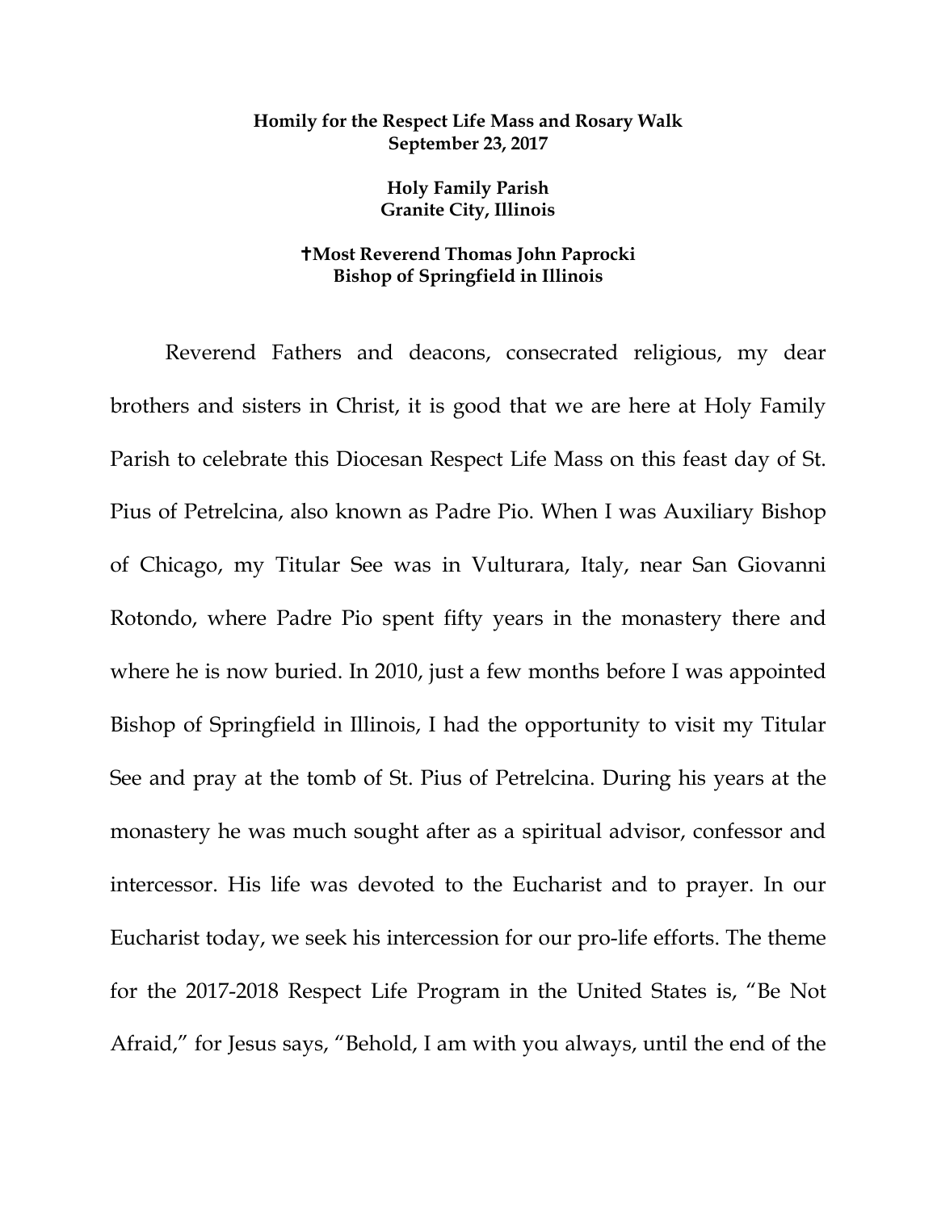**Homily for the Respect Life Mass and Rosary Walk**
**September 23, 2017**

**Holy Family Parish**
**Granite City, Illinois**

**✝Most Reverend Thomas John Paprocki**
**Bishop of Springfield in Illinois**

Reverend Fathers and deacons, consecrated religious, my dear brothers and sisters in Christ, it is good that we are here at Holy Family Parish to celebrate this Diocesan Respect Life Mass on this feast day of St. Pius of Petrelcina, also known as Padre Pio. When I was Auxiliary Bishop of Chicago, my Titular See was in Vulturara, Italy, near San Giovanni Rotondo, where Padre Pio spent fifty years in the monastery there and where he is now buried. In 2010, just a few months before I was appointed Bishop of Springfield in Illinois, I had the opportunity to visit my Titular See and pray at the tomb of St. Pius of Petrelcina. During his years at the monastery he was much sought after as a spiritual advisor, confessor and intercessor. His life was devoted to the Eucharist and to prayer. In our Eucharist today, we seek his intercession for our pro-life efforts. The theme for the 2017-2018 Respect Life Program in the United States is, "Be Not Afraid," for Jesus says, "Behold, I am with you always, until the end of the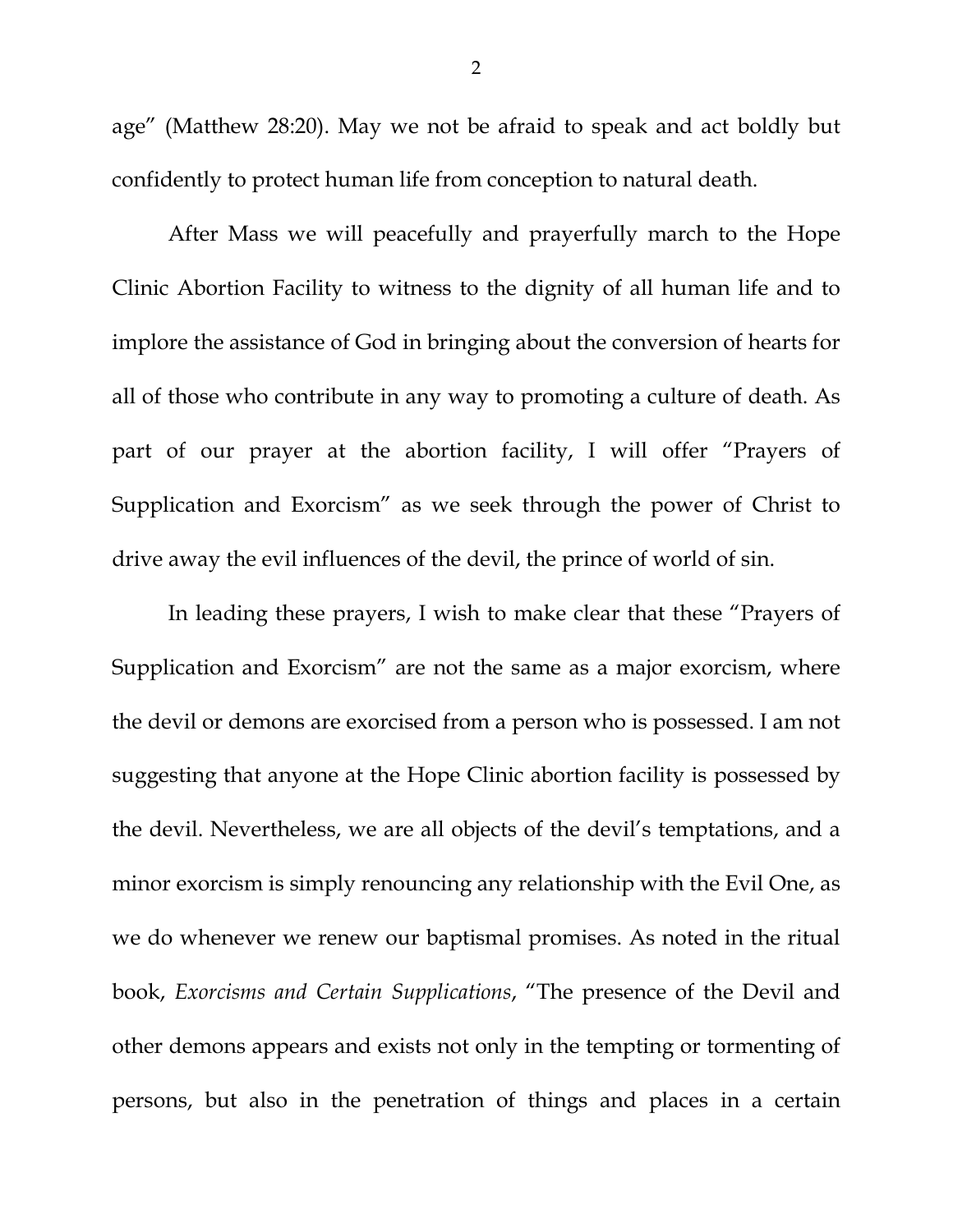age" (Matthew 28:20). May we not be afraid to speak and act boldly but confidently to protect human life from conception to natural death.

After Mass we will peacefully and prayerfully march to the Hope Clinic Abortion Facility to witness to the dignity of all human life and to implore the assistance of God in bringing about the conversion of hearts for all of those who contribute in any way to promoting a culture of death. As part of our prayer at the abortion facility, I will offer "Prayers of Supplication and Exorcism" as we seek through the power of Christ to drive away the evil influences of the devil, the prince of world of sin.

In leading these prayers, I wish to make clear that these "Prayers of Supplication and Exorcism" are not the same as a major exorcism, where the devil or demons are exorcised from a person who is possessed. I am not suggesting that anyone at the Hope Clinic abortion facility is possessed by the devil. Nevertheless, we are all objects of the devil's temptations, and a minor exorcism is simply renouncing any relationship with the Evil One, as we do whenever we renew our baptismal promises. As noted in the ritual book, *Exorcisms and Certain Supplications*, "The presence of the Devil and other demons appears and exists not only in the tempting or tormenting of persons, but also in the penetration of things and places in a certain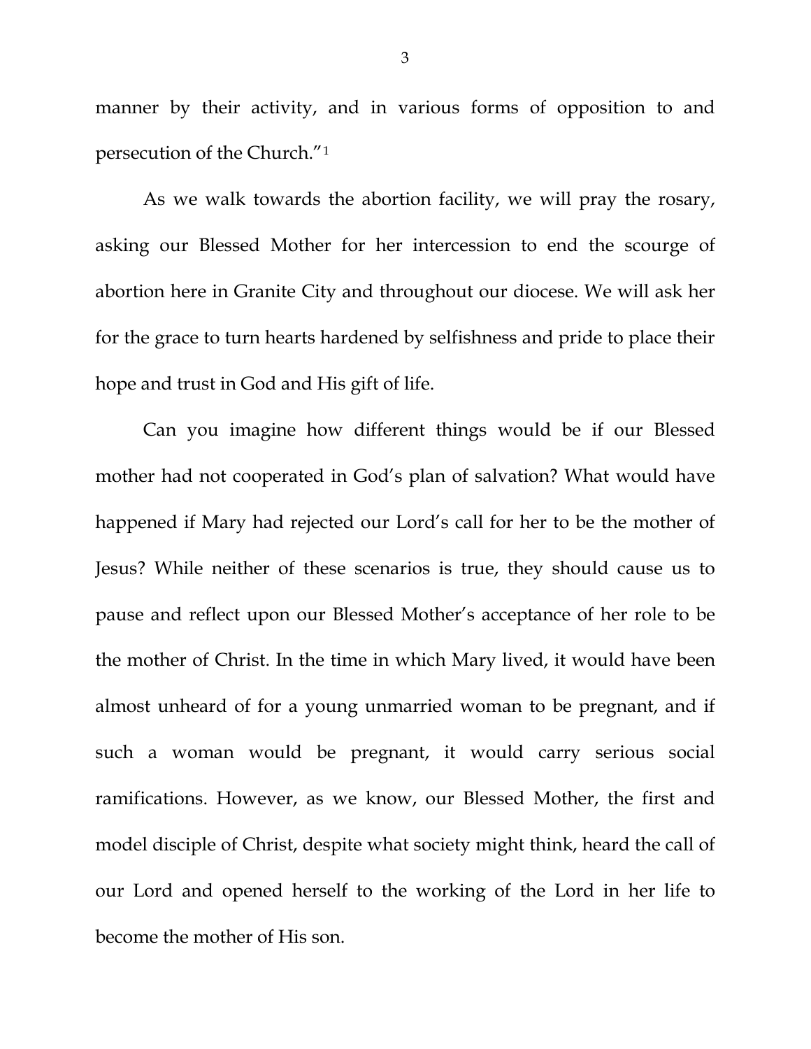manner by their activity, and in various forms of opposition to and persecution of the Church."[1]

As we walk towards the abortion facility, we will pray the rosary, asking our Blessed Mother for her intercession to end the scourge of abortion here in Granite City and throughout our diocese. We will ask her for the grace to turn hearts hardened by selfishness and pride to place their hope and trust in God and His gift of life.

Can you imagine how different things would be if our Blessed mother had not cooperated in God's plan of salvation? What would have happened if Mary had rejected our Lord's call for her to be the mother of Jesus? While neither of these scenarios is true, they should cause us to pause and reflect upon our Blessed Mother's acceptance of her role to be the mother of Christ. In the time in which Mary lived, it would have been almost unheard of for a young unmarried woman to be pregnant, and if such a woman would be pregnant, it would carry serious social ramifications. However, as we know, our Blessed Mother, the first and model disciple of Christ, despite what society might think, heard the call of our Lord and opened herself to the working of the Lord in her life to become the mother of His son.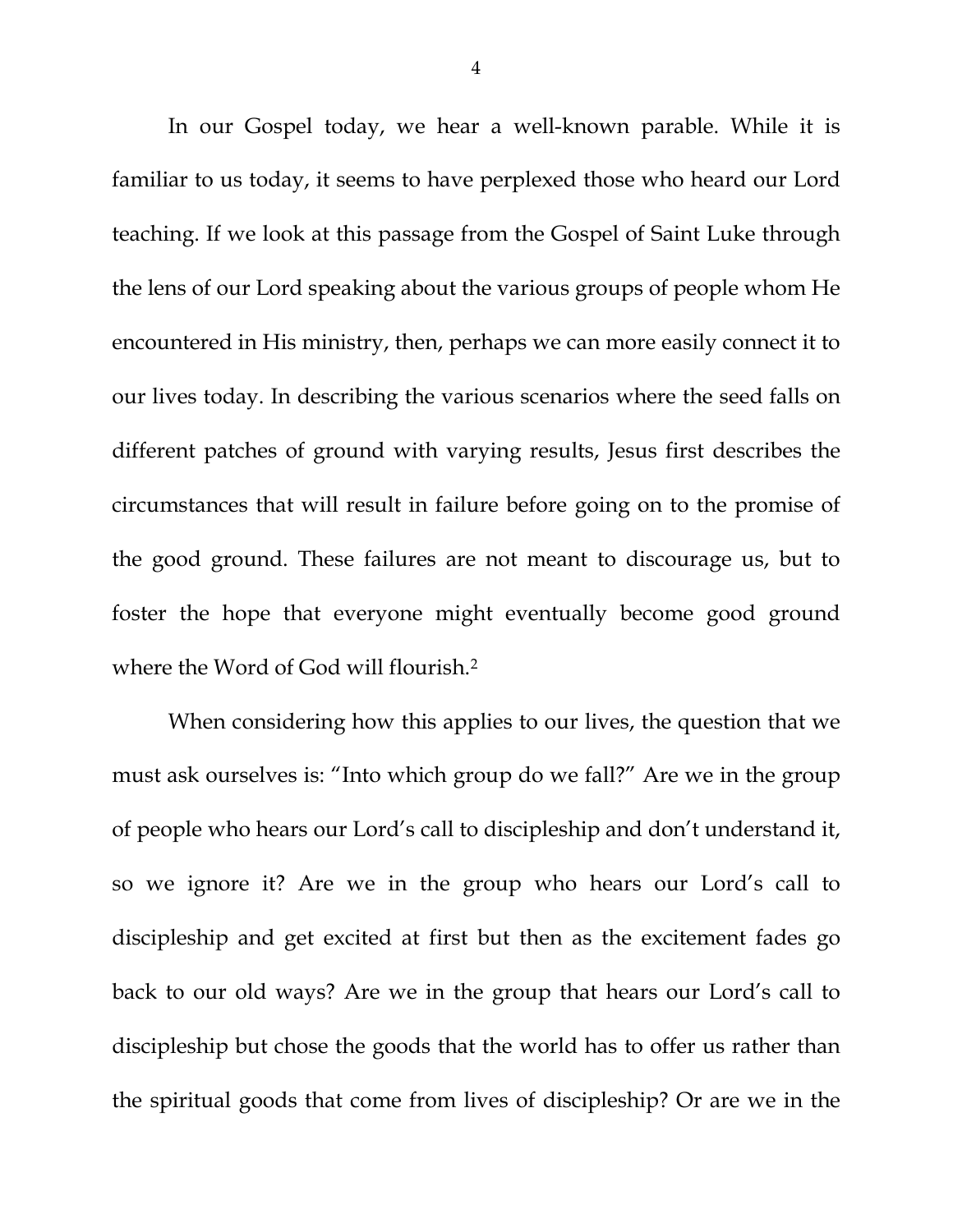In our Gospel today, we hear a well-known parable. While it is familiar to us today, it seems to have perplexed those who heard our Lord teaching. If we look at this passage from the Gospel of Saint Luke through the lens of our Lord speaking about the various groups of people whom He encountered in His ministry, then, perhaps we can more easily connect it to our lives today. In describing the various scenarios where the seed falls on different patches of ground with varying results, Jesus first describes the circumstances that will result in failure before going on to the promise of the good ground. These failures are not meant to discourage us, but to foster the hope that everyone might eventually become good ground where the Word of God will flourish.[2]

When considering how this applies to our lives, the question that we must ask ourselves is: "Into which group do we fall?" Are we in the group of people who hears our Lord's call to discipleship and don't understand it, so we ignore it? Are we in the group who hears our Lord's call to discipleship and get excited at first but then as the excitement fades go back to our old ways? Are we in the group that hears our Lord's call to discipleship but chose the goods that the world has to offer us rather than the spiritual goods that come from lives of discipleship? Or are we in the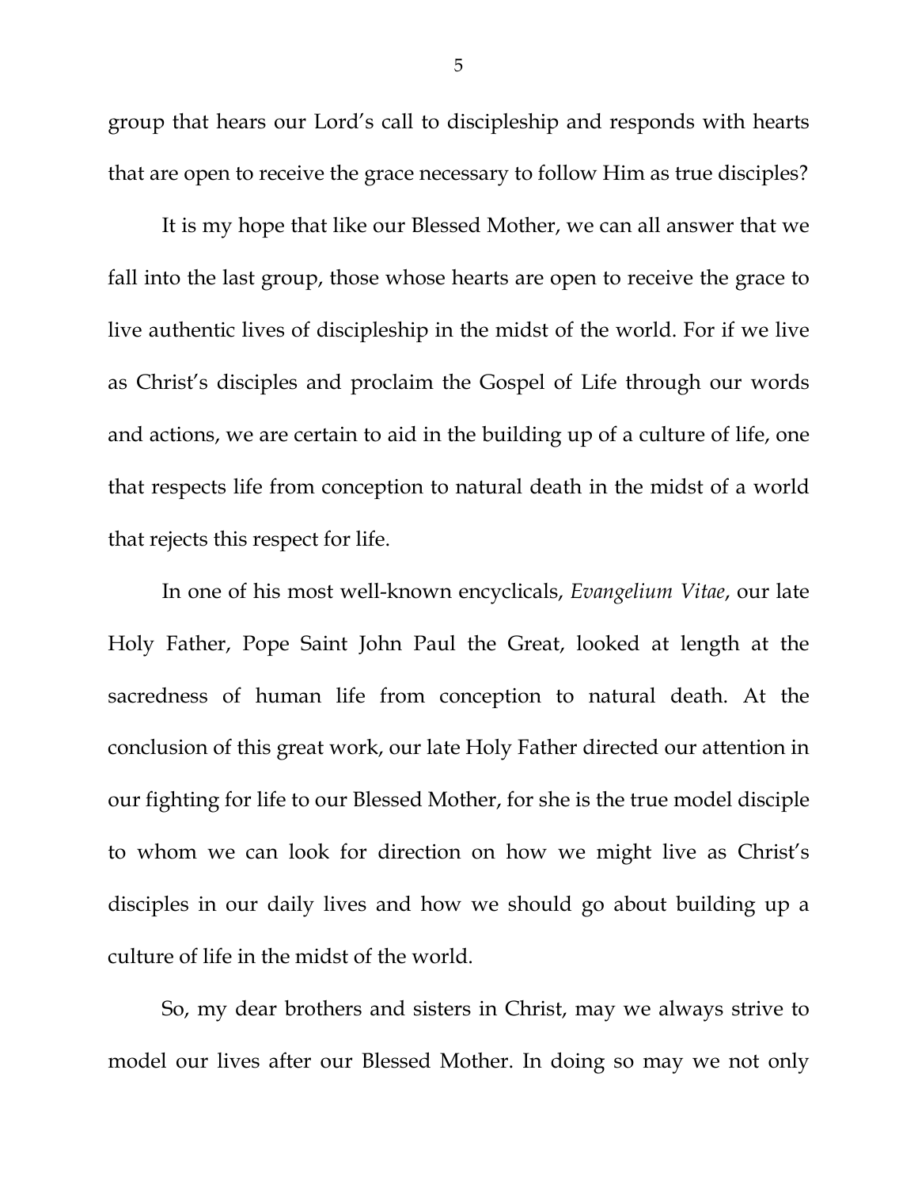group that hears our Lord's call to discipleship and responds with hearts that are open to receive the grace necessary to follow Him as true disciples?

It is my hope that like our Blessed Mother, we can all answer that we fall into the last group, those whose hearts are open to receive the grace to live authentic lives of discipleship in the midst of the world. For if we live as Christ's disciples and proclaim the Gospel of Life through our words and actions, we are certain to aid in the building up of a culture of life, one that respects life from conception to natural death in the midst of a world that rejects this respect for life.

In one of his most well-known encyclicals, *Evangelium Vitae*, our late Holy Father, Pope Saint John Paul the Great, looked at length at the sacredness of human life from conception to natural death. At the conclusion of this great work, our late Holy Father directed our attention in our fighting for life to our Blessed Mother, for she is the true model disciple to whom we can look for direction on how we might live as Christ's disciples in our daily lives and how we should go about building up a culture of life in the midst of the world.

So, my dear brothers and sisters in Christ, may we always strive to model our lives after our Blessed Mother. In doing so may we not only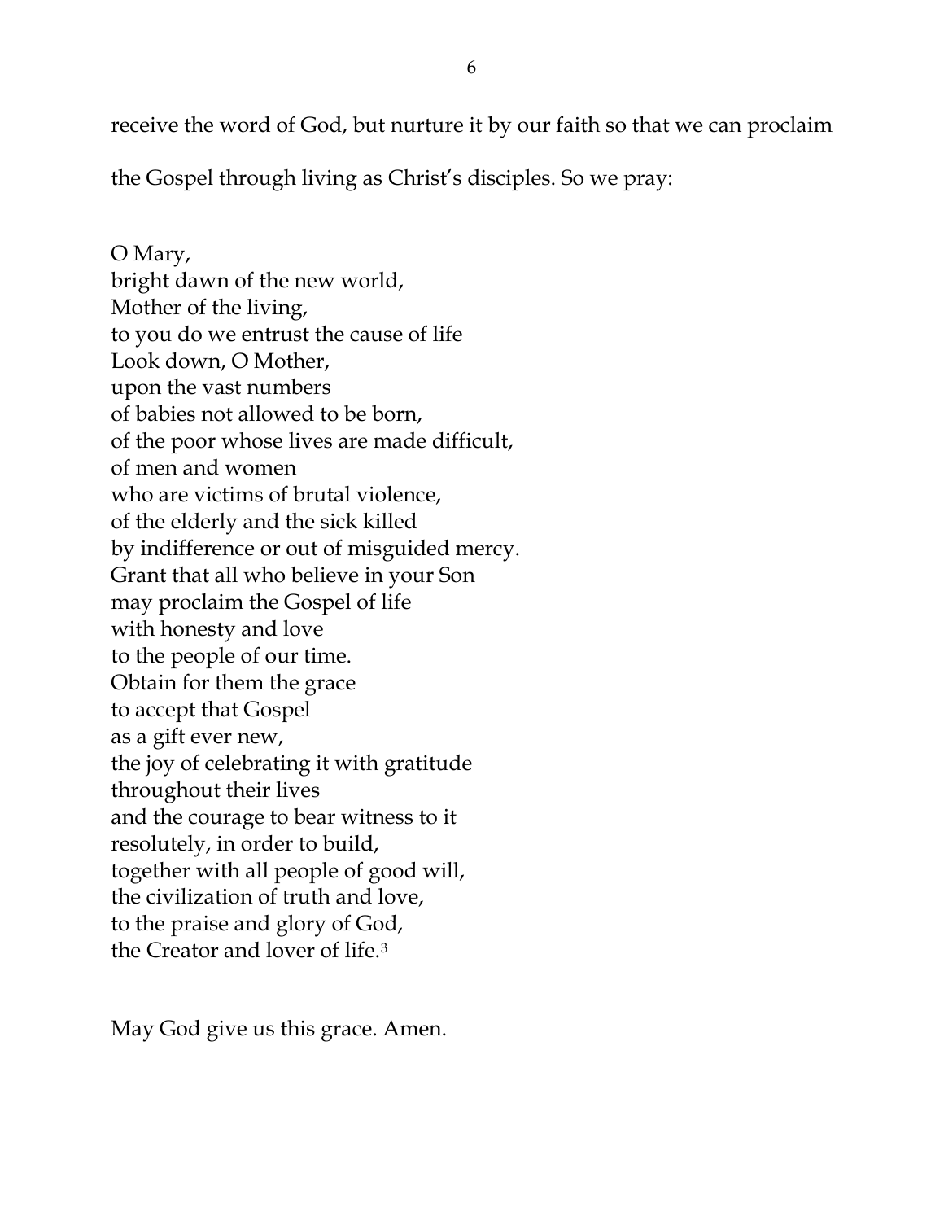receive the word of God, but nurture it by our faith so that we can proclaim the Gospel through living as Christ's disciples. So we pray:

O Mary,
bright dawn of the new world,
Mother of the living,
to you do we entrust the cause of life
Look down, O Mother,
upon the vast numbers
of babies not allowed to be born,
of the poor whose lives are made difficult,
of men and women
who are victims of brutal violence,
of the elderly and the sick killed
by indifference or out of misguided mercy.
Grant that all who believe in your Son
may proclaim the Gospel of life
with honesty and love
to the people of our time.
Obtain for them the grace
to accept that Gospel
as a gift ever new,
the joy of celebrating it with gratitude
throughout their lives
and the courage to bear witness to it
resolutely, in order to build,
together with all people of good will,
the civilization of truth and love,
to the praise and glory of God,
the Creator and lover of life.[3]

May God give us this grace. Amen.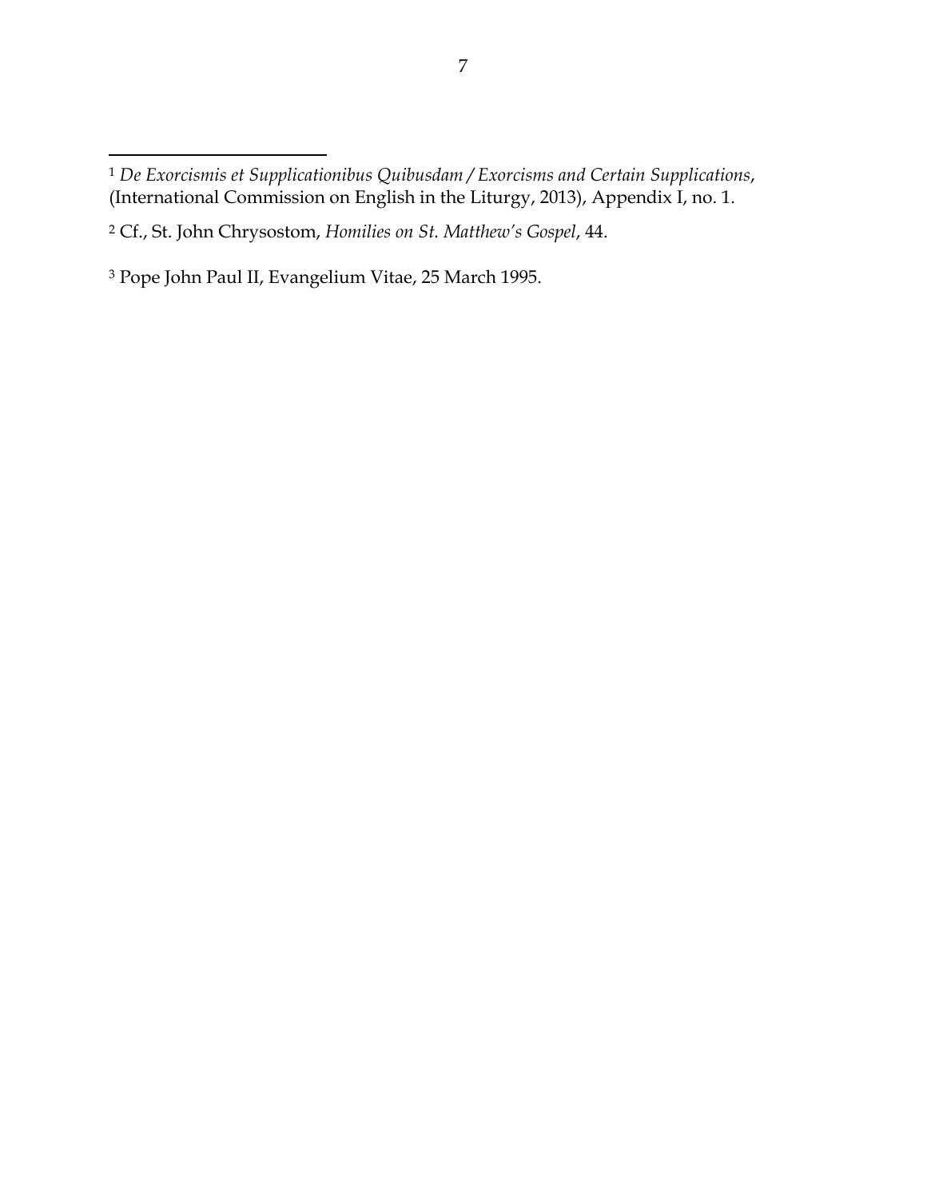[1] *De Exorcismis et Supplicationibus Quibusdam / Exorcisms and Certain Supplications*, (International Commission on English in the Liturgy, 2013), Appendix I, no. 1.

[2] Cf., St. John Chrysostom, *Homilies on St. Matthew's Gospel*, 44.

[3] Pope John Paul II, Evangelium Vitae, 25 March 1995.